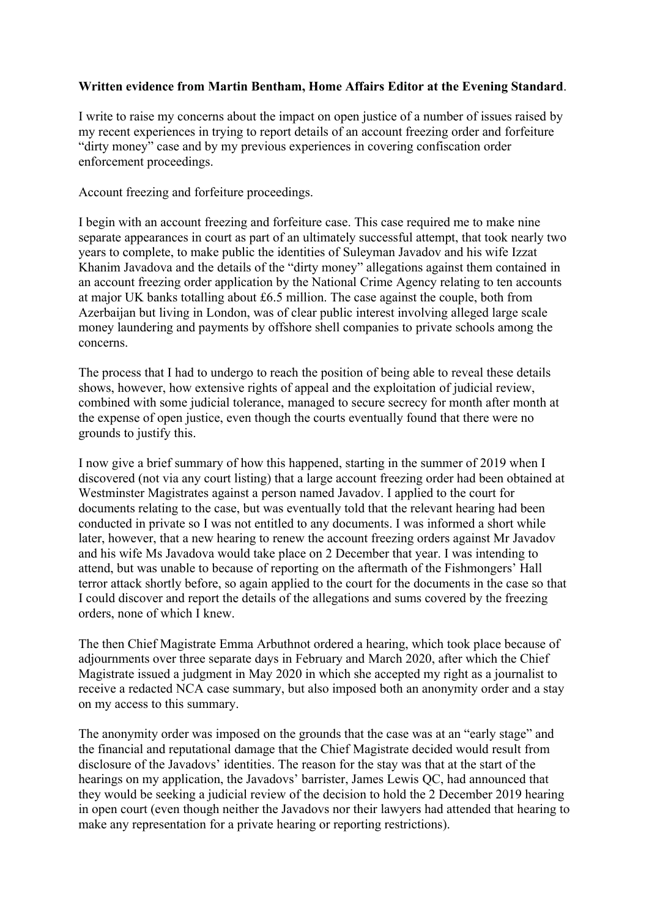**Written evidence from Martin Bentham, Home Affairs Editor at the Evening Standard**.

I write to raise my concerns about the impact on open justice of a number of issues raised by my recent experiences in trying to report details of an account freezing order and forfeiture "dirty money" case and by my previous experiences in covering confiscation order enforcement proceedings.

Account freezing and forfeiture proceedings.

I begin with an account freezing and forfeiture case. This case required me to make nine separate appearances in court as part of an ultimately successful attempt, that took nearly two years to complete, to make public the identities of Suleyman Javadov and his wife Izzat Khanim Javadova and the details of the "dirty money" allegations against them contained in an account freezing order application by the National Crime Agency relating to ten accounts at major UK banks totalling about £6.5 million. The case against the couple, both from Azerbaijan but living in London, was of clear public interest involving alleged large scale money laundering and payments by offshore shell companies to private schools among the concerns.

The process that I had to undergo to reach the position of being able to reveal these details shows, however, how extensive rights of appeal and the exploitation of judicial review, combined with some judicial tolerance, managed to secure secrecy for month after month at the expense of open justice, even though the courts eventually found that there were no grounds to justify this.

I now give a brief summary of how this happened, starting in the summer of 2019 when I discovered (not via any court listing) that a large account freezing order had been obtained at Westminster Magistrates against a person named Javadov. I applied to the court for documents relating to the case, but was eventually told that the relevant hearing had been conducted in private so I was not entitled to any documents. I was informed a short while later, however, that a new hearing to renew the account freezing orders against Mr Javadov and his wife Ms Javadova would take place on 2 December that year. I was intending to attend, but was unable to because of reporting on the aftermath of the Fishmongers' Hall terror attack shortly before, so again applied to the court for the documents in the case so that I could discover and report the details of the allegations and sums covered by the freezing orders, none of which I knew.

The then Chief Magistrate Emma Arbuthnot ordered a hearing, which took place because of adjournments over three separate days in February and March 2020, after which the Chief Magistrate issued a judgment in May 2020 in which she accepted my right as a journalist to receive a redacted NCA case summary, but also imposed both an anonymity order and a stay on my access to this summary.

The anonymity order was imposed on the grounds that the case was at an "early stage" and the financial and reputational damage that the Chief Magistrate decided would result from disclosure of the Javadovs' identities. The reason for the stay was that at the start of the hearings on my application, the Javadovs' barrister, James Lewis QC, had announced that they would be seeking a judicial review of the decision to hold the 2 December 2019 hearing in open court (even though neither the Javadovs nor their lawyers had attended that hearing to make any representation for a private hearing or reporting restrictions).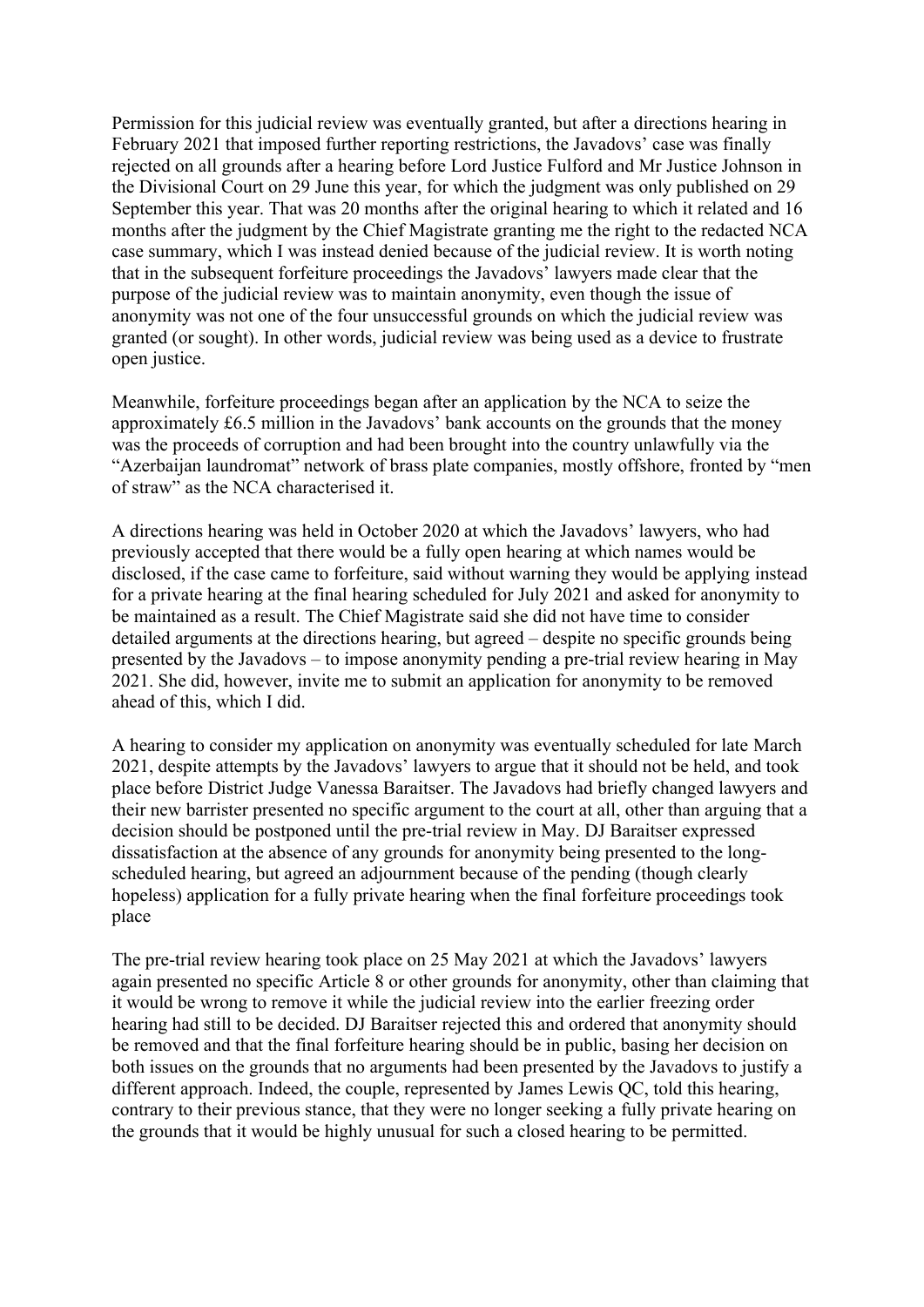Permission for this judicial review was eventually granted, but after a directions hearing in February 2021 that imposed further reporting restrictions, the Javadovs' case was finally rejected on all grounds after a hearing before Lord Justice Fulford and Mr Justice Johnson in the Divisional Court on 29 June this year, for which the judgment was only published on 29 September this year. That was 20 months after the original hearing to which it related and 16 months after the judgment by the Chief Magistrate granting me the right to the redacted NCA case summary, which I was instead denied because of the judicial review. It is worth noting that in the subsequent forfeiture proceedings the Javadovs' lawyers made clear that the purpose of the judicial review was to maintain anonymity, even though the issue of anonymity was not one of the four unsuccessful grounds on which the judicial review was granted (or sought). In other words, judicial review was being used as a device to frustrate open justice.

Meanwhile, forfeiture proceedings began after an application by the NCA to seize the approximately £6.5 million in the Javadovs' bank accounts on the grounds that the money was the proceeds of corruption and had been brought into the country unlawfully via the "Azerbaijan laundromat" network of brass plate companies, mostly offshore, fronted by "men of straw" as the NCA characterised it.

A directions hearing was held in October 2020 at which the Javadovs' lawyers, who had previously accepted that there would be a fully open hearing at which names would be disclosed, if the case came to forfeiture, said without warning they would be applying instead for a private hearing at the final hearing scheduled for July 2021 and asked for anonymity to be maintained as a result. The Chief Magistrate said she did not have time to consider detailed arguments at the directions hearing, but agreed – despite no specific grounds being presented by the Javadovs – to impose anonymity pending a pre-trial review hearing in May 2021. She did, however, invite me to submit an application for anonymity to be removed ahead of this, which I did.

A hearing to consider my application on anonymity was eventually scheduled for late March 2021, despite attempts by the Javadovs' lawyers to argue that it should not be held, and took place before District Judge Vanessa Baraitser. The Javadovs had briefly changed lawyers and their new barrister presented no specific argument to the court at all, other than arguing that a decision should be postponed until the pre-trial review in May. DJ Baraitser expressed dissatisfaction at the absence of any grounds for anonymity being presented to the long-scheduled hearing, but agreed an adjournment because of the pending (though clearly hopeless) application for a fully private hearing when the final forfeiture proceedings took place

The pre-trial review hearing took place on 25 May 2021 at which the Javadovs' lawyers again presented no specific Article 8 or other grounds for anonymity, other than claiming that it would be wrong to remove it while the judicial review into the earlier freezing order hearing had still to be decided. DJ Baraitser rejected this and ordered that anonymity should be removed and that the final forfeiture hearing should be in public, basing her decision on both issues on the grounds that no arguments had been presented by the Javadovs to justify a different approach. Indeed, the couple, represented by James Lewis QC, told this hearing, contrary to their previous stance, that they were no longer seeking a fully private hearing on the grounds that it would be highly unusual for such a closed hearing to be permitted.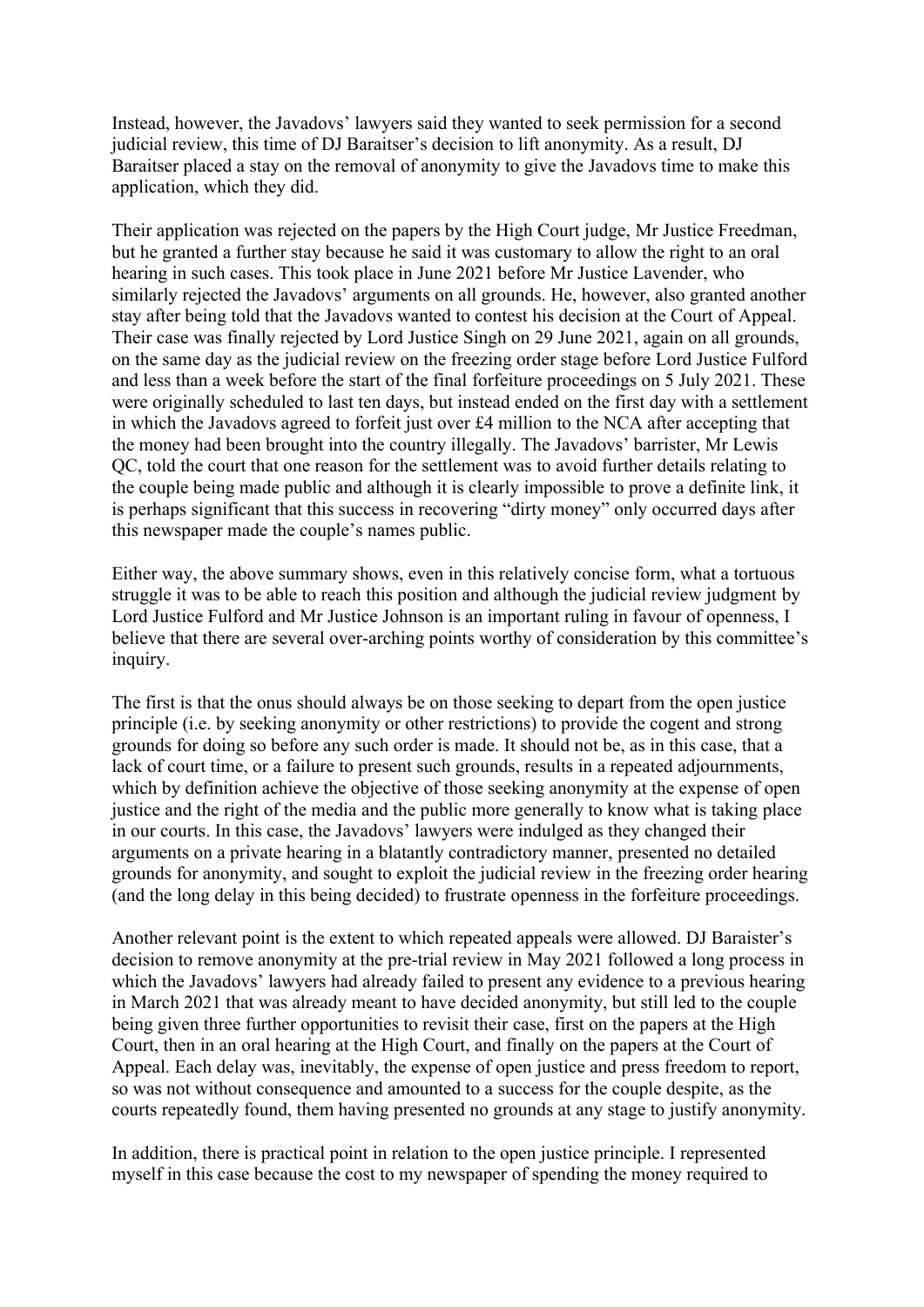Instead, however, the Javadovs' lawyers said they wanted to seek permission for a second judicial review, this time of DJ Baraitser's decision to lift anonymity. As a result, DJ Baraitser placed a stay on the removal of anonymity to give the Javadovs time to make this application, which they did.

Their application was rejected on the papers by the High Court judge, Mr Justice Freedman, but he granted a further stay because he said it was customary to allow the right to an oral hearing in such cases. This took place in June 2021 before Mr Justice Lavender, who similarly rejected the Javadovs' arguments on all grounds. He, however, also granted another stay after being told that the Javadovs wanted to contest his decision at the Court of Appeal. Their case was finally rejected by Lord Justice Singh on 29 June 2021, again on all grounds, on the same day as the judicial review on the freezing order stage before Lord Justice Fulford and less than a week before the start of the final forfeiture proceedings on 5 July 2021. These were originally scheduled to last ten days, but instead ended on the first day with a settlement in which the Javadovs agreed to forfeit just over £4 million to the NCA after accepting that the money had been brought into the country illegally. The Javadovs' barrister, Mr Lewis QC, told the court that one reason for the settlement was to avoid further details relating to the couple being made public and although it is clearly impossible to prove a definite link, it is perhaps significant that this success in recovering "dirty money" only occurred days after this newspaper made the couple's names public.

Either way, the above summary shows, even in this relatively concise form, what a tortuous struggle it was to be able to reach this position and although the judicial review judgment by Lord Justice Fulford and Mr Justice Johnson is an important ruling in favour of openness, I believe that there are several over-arching points worthy of consideration by this committee's inquiry.

The first is that the onus should always be on those seeking to depart from the open justice principle (i.e. by seeking anonymity or other restrictions) to provide the cogent and strong grounds for doing so before any such order is made. It should not be, as in this case, that a lack of court time, or a failure to present such grounds, results in a repeated adjournments, which by definition achieve the objective of those seeking anonymity at the expense of open justice and the right of the media and the public more generally to know what is taking place in our courts. In this case, the Javadovs' lawyers were indulged as they changed their arguments on a private hearing in a blatantly contradictory manner, presented no detailed grounds for anonymity, and sought to exploit the judicial review in the freezing order hearing (and the long delay in this being decided) to frustrate openness in the forfeiture proceedings.

Another relevant point is the extent to which repeated appeals were allowed. DJ Baraister's decision to remove anonymity at the pre-trial review in May 2021 followed a long process in which the Javadovs' lawyers had already failed to present any evidence to a previous hearing in March 2021 that was already meant to have decided anonymity, but still led to the couple being given three further opportunities to revisit their case, first on the papers at the High Court, then in an oral hearing at the High Court, and finally on the papers at the Court of Appeal. Each delay was, inevitably, the expense of open justice and press freedom to report, so was not without consequence and amounted to a success for the couple despite, as the courts repeatedly found, them having presented no grounds at any stage to justify anonymity.

In addition, there is practical point in relation to the open justice principle. I represented myself in this case because the cost to my newspaper of spending the money required to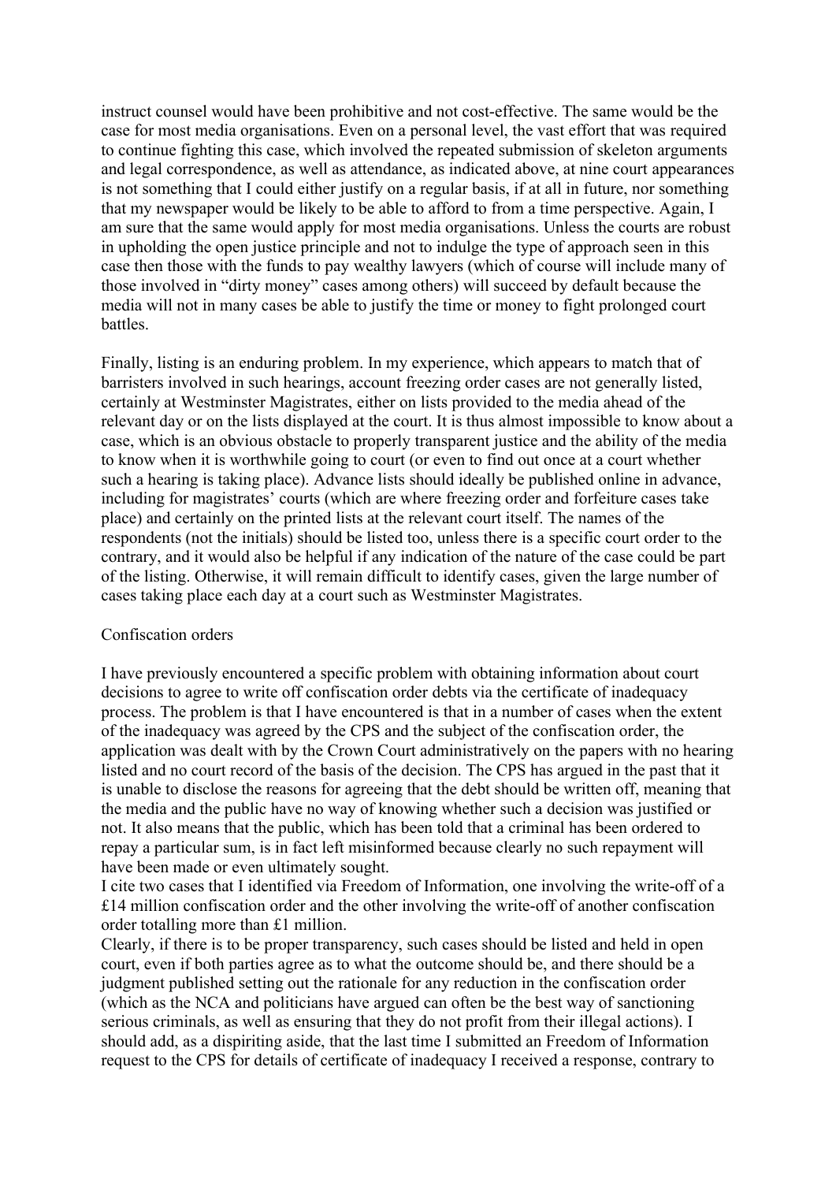instruct counsel would have been prohibitive and not cost-effective. The same would be the case for most media organisations. Even on a personal level, the vast effort that was required to continue fighting this case, which involved the repeated submission of skeleton arguments and legal correspondence, as well as attendance, as indicated above, at nine court appearances is not something that I could either justify on a regular basis, if at all in future, nor something that my newspaper would be likely to be able to afford to from a time perspective. Again, I am sure that the same would apply for most media organisations. Unless the courts are robust in upholding the open justice principle and not to indulge the type of approach seen in this case then those with the funds to pay wealthy lawyers (which of course will include many of those involved in "dirty money" cases among others) will succeed by default because the media will not in many cases be able to justify the time or money to fight prolonged court battles.

Finally, listing is an enduring problem. In my experience, which appears to match that of barristers involved in such hearings, account freezing order cases are not generally listed, certainly at Westminster Magistrates, either on lists provided to the media ahead of the relevant day or on the lists displayed at the court. It is thus almost impossible to know about a case, which is an obvious obstacle to properly transparent justice and the ability of the media to know when it is worthwhile going to court (or even to find out once at a court whether such a hearing is taking place). Advance lists should ideally be published online in advance, including for magistrates' courts (which are where freezing order and forfeiture cases take place) and certainly on the printed lists at the relevant court itself. The names of the respondents (not the initials) should be listed too, unless there is a specific court order to the contrary, and it would also be helpful if any indication of the nature of the case could be part of the listing. Otherwise, it will remain difficult to identify cases, given the large number of cases taking place each day at a court such as Westminster Magistrates.

## Confiscation orders

I have previously encountered a specific problem with obtaining information about court decisions to agree to write off confiscation order debts via the certificate of inadequacy process. The problem is that I have encountered is that in a number of cases when the extent of the inadequacy was agreed by the CPS and the subject of the confiscation order, the application was dealt with by the Crown Court administratively on the papers with no hearing listed and no court record of the basis of the decision. The CPS has argued in the past that it is unable to disclose the reasons for agreeing that the debt should be written off, meaning that the media and the public have no way of knowing whether such a decision was justified or not. It also means that the public, which has been told that a criminal has been ordered to repay a particular sum, is in fact left misinformed because clearly no such repayment will have been made or even ultimately sought.

I cite two cases that I identified via Freedom of Information, one involving the write-off of a £14 million confiscation order and the other involving the write-off of another confiscation order totalling more than £1 million.

Clearly, if there is to be proper transparency, such cases should be listed and held in open court, even if both parties agree as to what the outcome should be, and there should be a judgment published setting out the rationale for any reduction in the confiscation order (which as the NCA and politicians have argued can often be the best way of sanctioning serious criminals, as well as ensuring that they do not profit from their illegal actions). I should add, as a dispiriting aside, that the last time I submitted an Freedom of Information request to the CPS for details of certificate of inadequacy I received a response, contrary to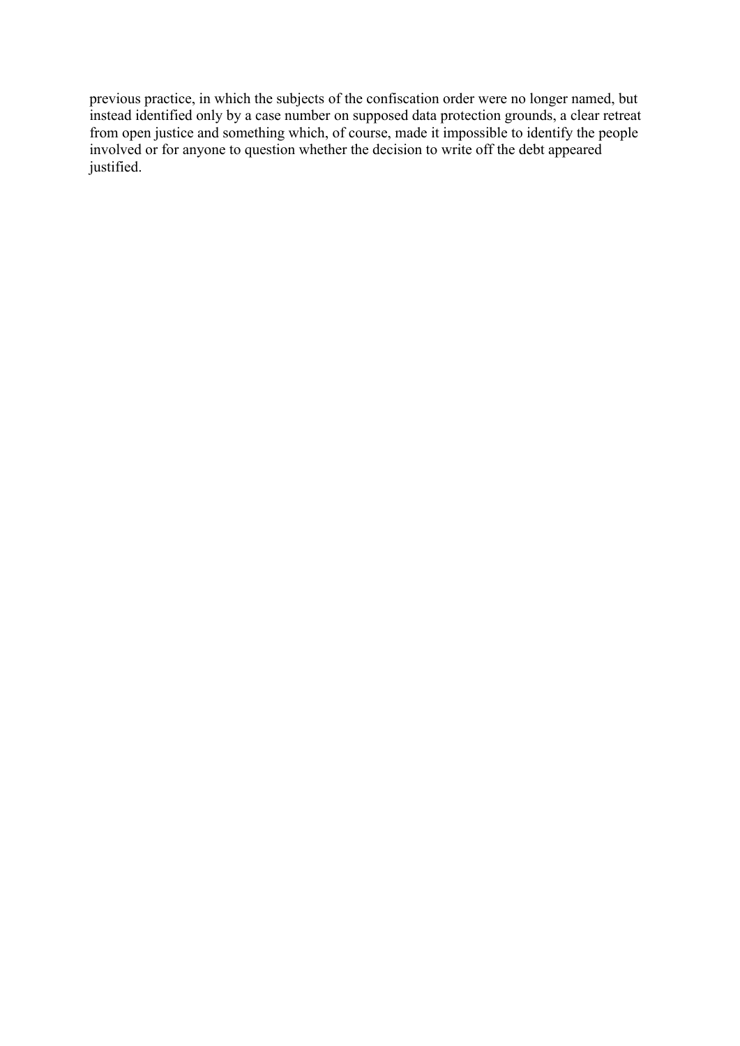previous practice, in which the subjects of the confiscation order were no longer named, but instead identified only by a case number on supposed data protection grounds, a clear retreat from open justice and something which, of course, made it impossible to identify the people involved or for anyone to question whether the decision to write off the debt appeared justified.